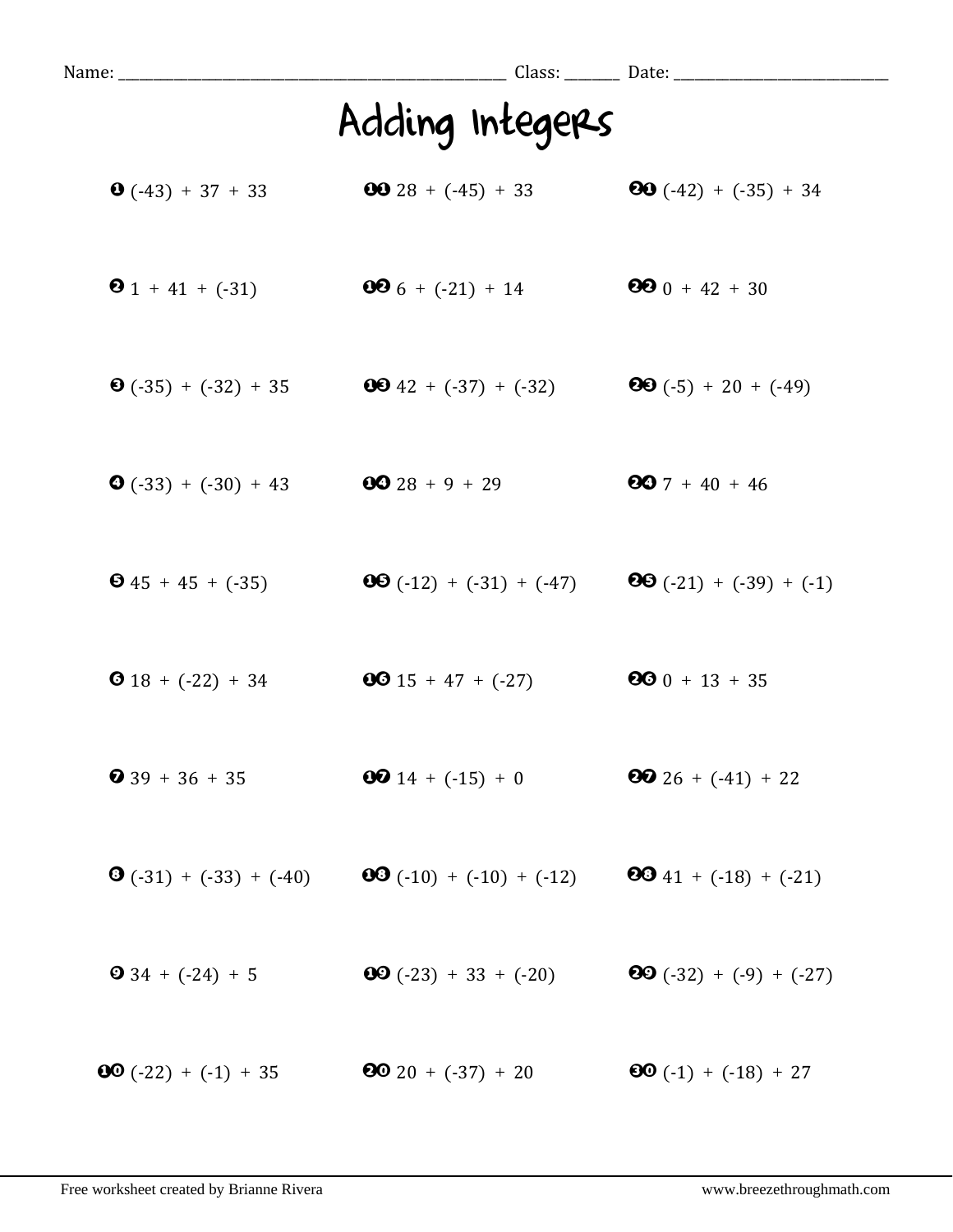Name: _______________ Class: _______ Date: _______________

# Adding Integers

1. $(-43) + 37 + 33$
2. $1 + 41 + (-31)$
3. $(-35) + (-32) + 35$
4. $(-33) + (-30) + 43$
5. $45 + 45 + (-35)$
6. $18 + (-22) + 34$
7. $39 + 36 + 35$
8. $(-31) + (-33) + (-40)$
9. $34 + (-24) + 5$
10. $(-22) + (-1) + 35$
11. $28 + (-45) + 33$
12. $6 + (-21) + 14$
13. $42 + (-37) + (-32)$
14. $28 + 9 + 29$
15. $(-12) + (-31) + (-47)$
16. $15 + 47 + (-27)$
17. $14 + (-15) + 0$
18. $(-10) + (-10) + (-12)$
19. $(-23) + 33 + (-20)$
20. $20 + (-37) + 20$
21. $(-42) + (-35) + 34$
22. $0 + 42 + 30$
23. $(-5) + 20 + (-49)$
24. $7 + 40 + 46$
25. $(-21) + (-39) + (-1)$
26. $0 + 13 + 35$
27. $26 + (-41) + 22$
28. $41 + (-18) + (-21)$
29. $(-32) + (-9) + (-27)$
30. $(-1) + (-18) + 27$

Free worksheet created by Brianne Rivera | www.breezethroughmath.com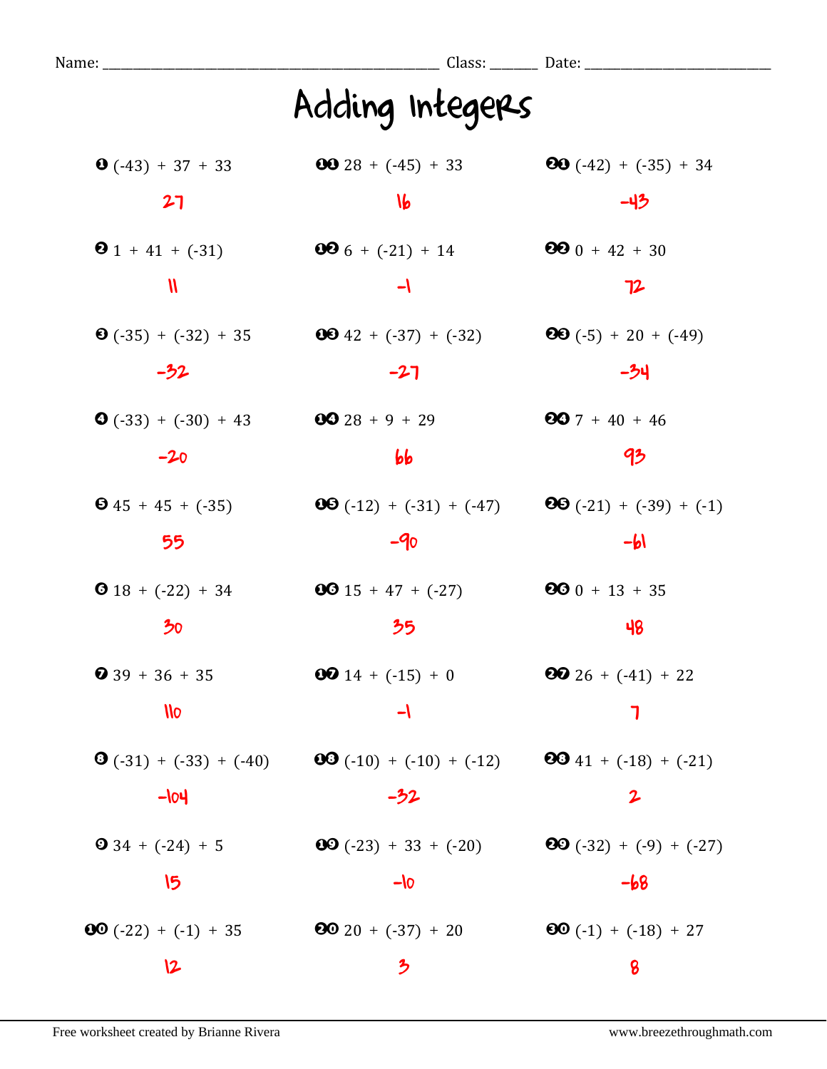Name: ______________________ Class: _______ Date: ______________________

# Adding Integers

❶ (-43) + 37 + 33

27

❷ 1 + 41 + (-31)

11

❸ (-35) + (-32) + 35

-32

❹ (-33) + (-30) + 43

-20

❺ 45 + 45 + (-35)

55

❻ 18 + (-22) + 34

30

❼ 39 + 36 + 35

110

❽ (-31) + (-33) + (-40)

-104

❾ 34 + (-24) + 5

15

❿ (-22) + (-1) + 35

12

⓫ 28 + (-45) + 33

16

⓬ 6 + (-21) + 14

-1

⓭ 42 + (-37) + (-32)

-27

⓮ 28 + 9 + 29

66

⓯ (-12) + (-31) + (-47)

-90

⓰ 15 + 47 + (-27)

35

⓱ 14 + (-15) + 0

-1

⓲ (-10) + (-10) + (-12)

-32

⓳ (-23) + 33 + (-20)

-10

⓴ 20 + (-37) + 20

3

㉑ (-42) + (-35) + 34

-43

㉒ 0 + 42 + 30

72

㉓ (-5) + 20 + (-49)

-34

㉔ 7 + 40 + 46

93

㉕ (-21) + (-39) + (-1)

-61

㉖ 0 + 13 + 35

48

㉗ 26 + (-41) + 22

7

㉘ 41 + (-18) + (-21)

2

㉙ (-32) + (-9) + (-27)

-68

㉚ (-1) + (-18) + 27

8

Free worksheet created by Brianne Rivera

www.breezethroughmath.com